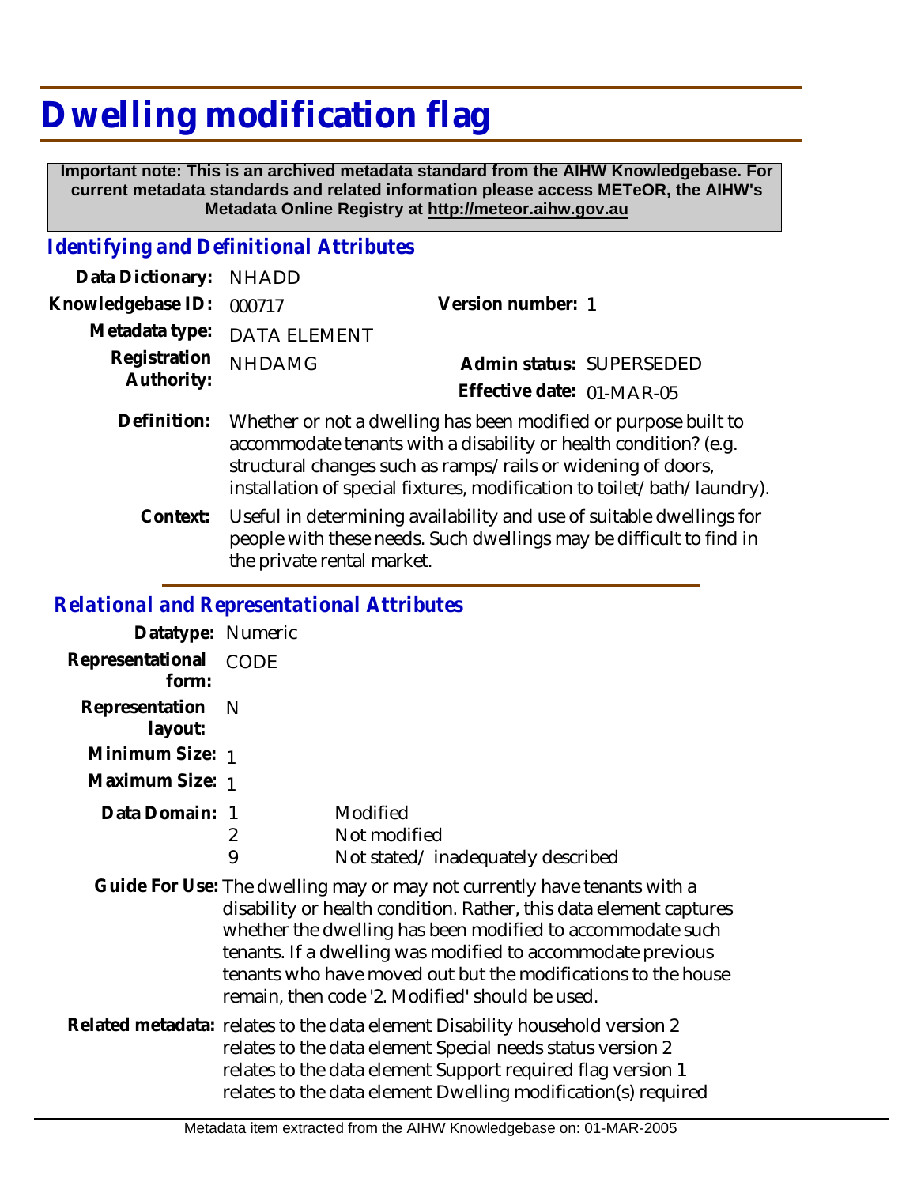# Dwelling modification flag

**Important note: This is an archived metadata standard from the AIHW Knowledgebase. For current metadata standards and related information please access METeOR, the AIHW's Metadata Online Registry at http://meteor.aihw.gov.au**

## *Identifying and Definitional Attributes*

**Data Dictionary:** NHADD

**Knowledgebase ID:** 000717

**Version number:** 1

**Metadata type:** DATA ELEMENT

**Registration Authority:** NHDAMG

**Admin status:** SUPERSEDED

**Effective date:** 01-MAR-05

**Definition:** Whether or not a dwelling has been modified or purpose built to accommodate tenants with a disability or health condition? (e.g. structural changes such as ramps/rails or widening of doors, installation of special fixtures, modification to toilet/bath/laundry).

**Context:** Useful in determining availability and use of suitable dwellings for people with these needs. Such dwellings may be difficult to find in the private rental market.

## *Relational and Representational Attributes*

**Datatype:** Numeric

**Representational form:** CODE

**Representation layout:** N

**Minimum Size:** 1

**Maximum Size:** 1

**Data Domain:**

| Code | Description |
|---|---|
| 1 | Modified |
| 2 | Not modified |
| 9 | Not stated/ inadequately described |

**Guide For Use:** The dwelling may or may not currently have tenants with a disability or health condition. Rather, this data element captures whether the dwelling has been modified to accommodate such tenants. If a dwelling was modified to accommodate previous tenants who have moved out but the modifications to the house remain, then code '2. Modified' should be used.

**Related metadata:** relates to the data element Disability household version 2
relates to the data element Special needs status version 2
relates to the data element Support required flag version 1
relates to the data element Dwelling modification(s) required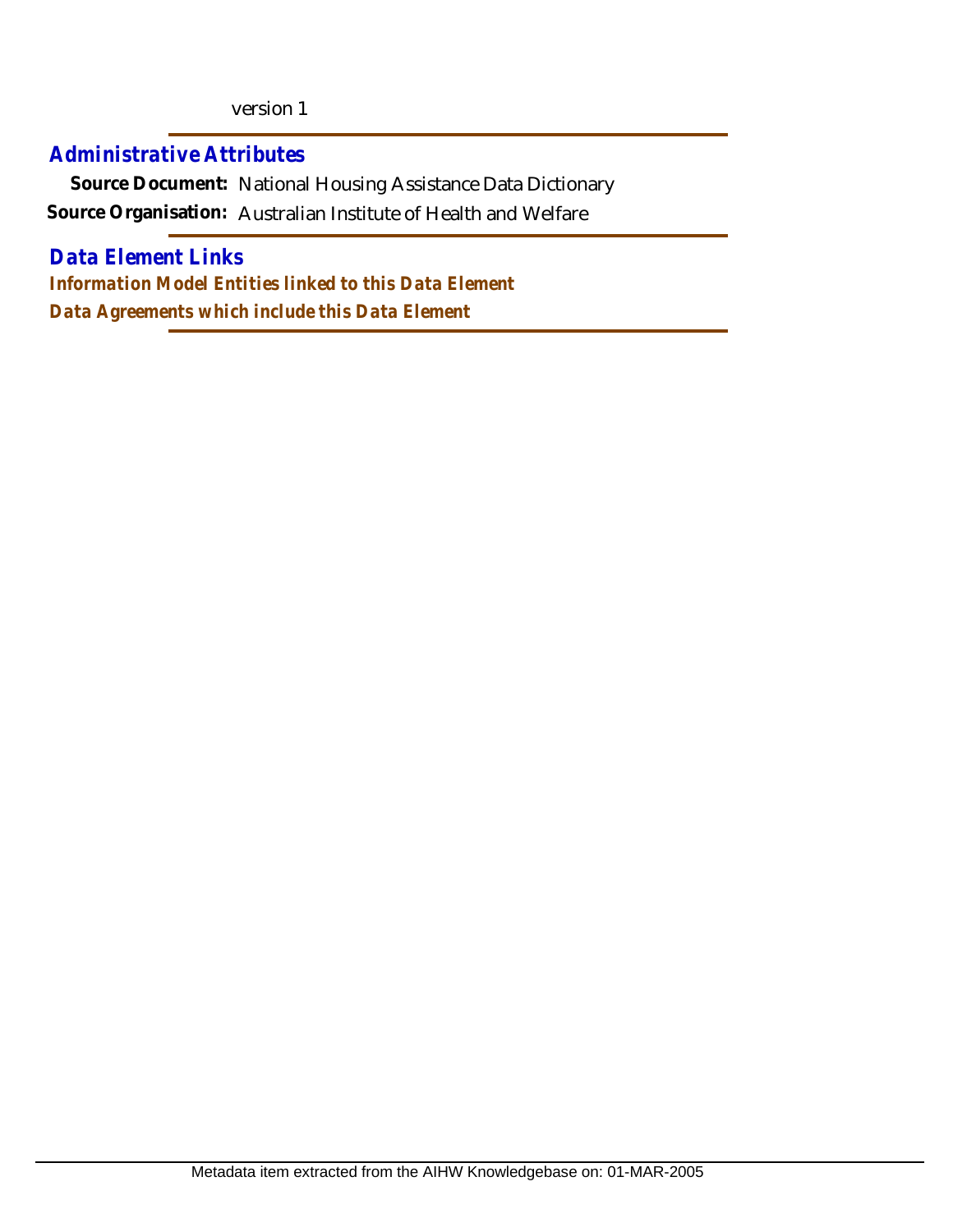version 1

## Administrative Attributes

**Source Document:** National Housing Assistance Data Dictionary

**Source Organisation:** Australian Institute of Health and Welfare

## Data Element Links

***Information Model Entities linked to this Data Element***

***Data Agreements which include this Data Element***

Metadata item extracted from the AIHW Knowledgebase on: 01-MAR-2005